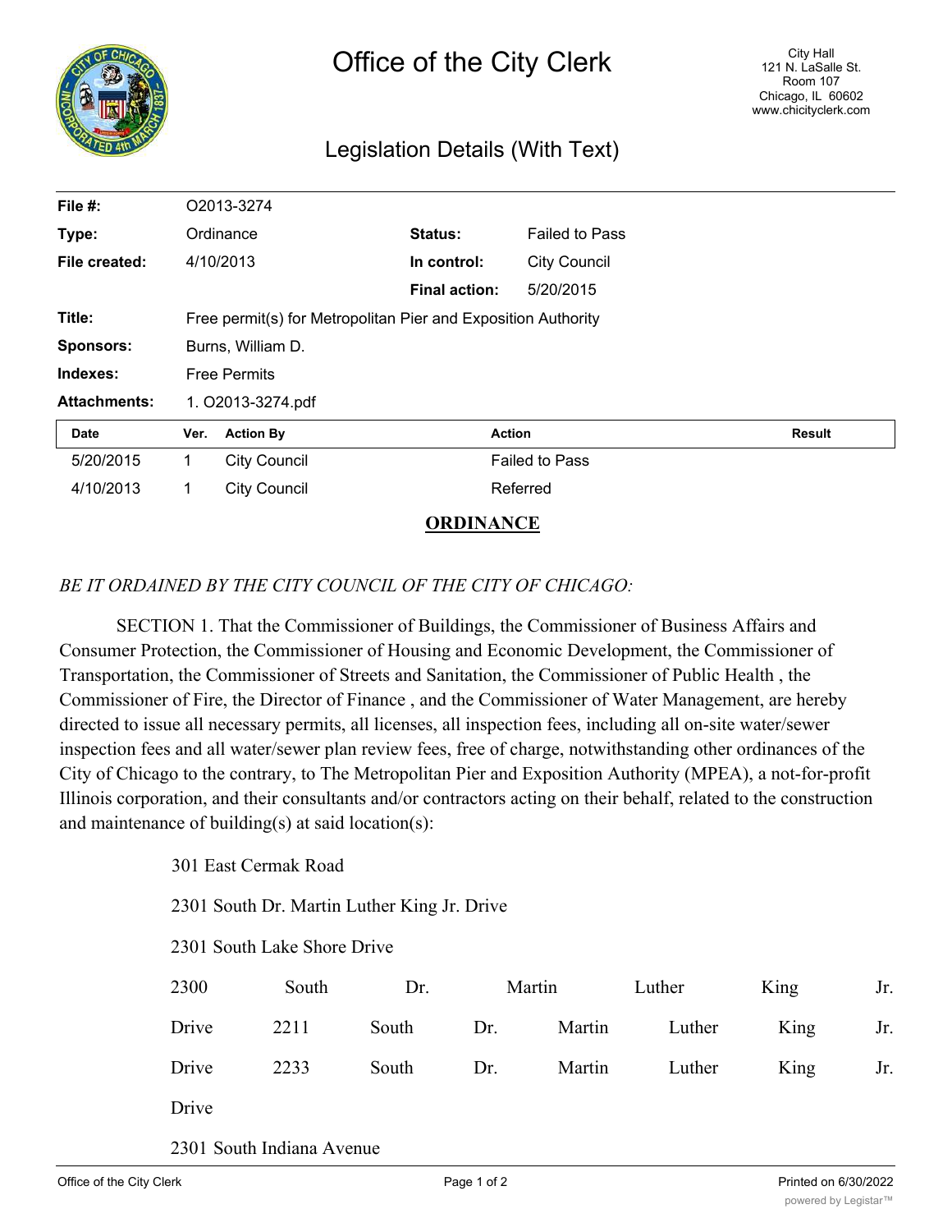# Office of the City Clerk

City Hall
121 N. LaSalle St.
Room 107
Chicago, IL 60602
www.chicityclerk.com

## Legislation Details (With Text)

| | | | |
|---|---|---|---|
| **File #:** | O2013-3274 | | |
| **Type:** | Ordinance | **Status:** | Failed to Pass |
| **File created:** | 4/10/2013 | **In control:** | City Council |
| | | **Final action:** | 5/20/2015 |
| **Title:** | Free permit(s) for Metropolitan Pier and Exposition Authority | | |
| **Sponsors:** | Burns, William D. | | |
| **Indexes:** | Free Permits | | |
| **Attachments:** | 1. O2013-3274.pdf | | |

| Date | Ver. | Action By | Action | Result |
|---|---|---|---|---|
| 5/20/2015 | 1 | City Council | Failed to Pass | |
| 4/10/2013 | 1 | City Council | Referred | |

**ORDINANCE**

*BE IT ORDAINED BY THE CITY COUNCIL OF THE CITY OF CHICAGO:*

SECTION 1. That the Commissioner of Buildings, the Commissioner of Business Affairs and Consumer Protection, the Commissioner of Housing and Economic Development, the Commissioner of Transportation, the Commissioner of Streets and Sanitation, the Commissioner of Public Health , the Commissioner of Fire, the Director of Finance , and the Commissioner of Water Management, are hereby directed to issue all necessary permits, all licenses, all inspection fees, including all on-site water/sewer inspection fees and all water/sewer plan review fees, free of charge, notwithstanding other ordinances of the City of Chicago to the contrary, to The Metropolitan Pier and Exposition Authority (MPEA), a not-for-profit Illinois corporation, and their consultants and/or contractors acting on their behalf, related to the construction and maintenance of building(s) at said location(s):

301 East Cermak Road

2301 South Dr. Martin Luther King Jr. Drive

2301 South Lake Shore Drive

2300 South Dr. Martin Luther King Jr. Drive 2211 South Dr. Martin Luther King Jr. Drive 2233 South Dr. Martin Luther King Jr. Drive

2301 South Indiana Avenue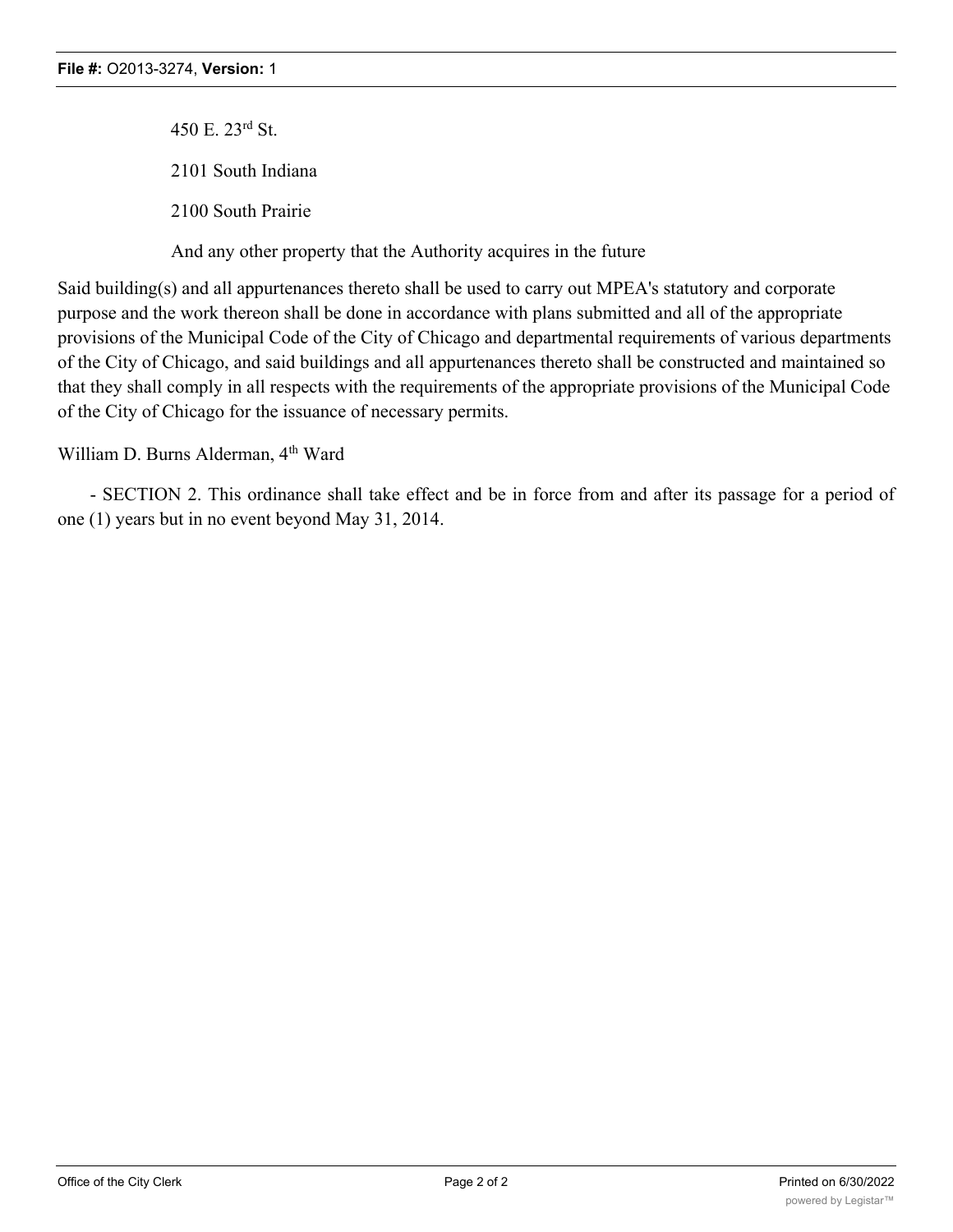450 E. 23rd St.

2101 South Indiana

2100 South Prairie

And any other property that the Authority acquires in the future

Said building(s) and all appurtenances thereto shall be used to carry out MPEA's statutory and corporate purpose and the work thereon shall be done in accordance with plans submitted and all of the appropriate provisions of the Municipal Code of the City of Chicago and departmental requirements of various departments of the City of Chicago, and said buildings and all appurtenances thereto shall be constructed and maintained so that they shall comply in all respects with the requirements of the appropriate provisions of the Municipal Code of the City of Chicago for the issuance of necessary permits.

William D. Burns Alderman, 4th Ward

- SECTION 2. This ordinance shall take effect and be in force from and after its passage for a period of one (1) years but in no event beyond May 31, 2014.